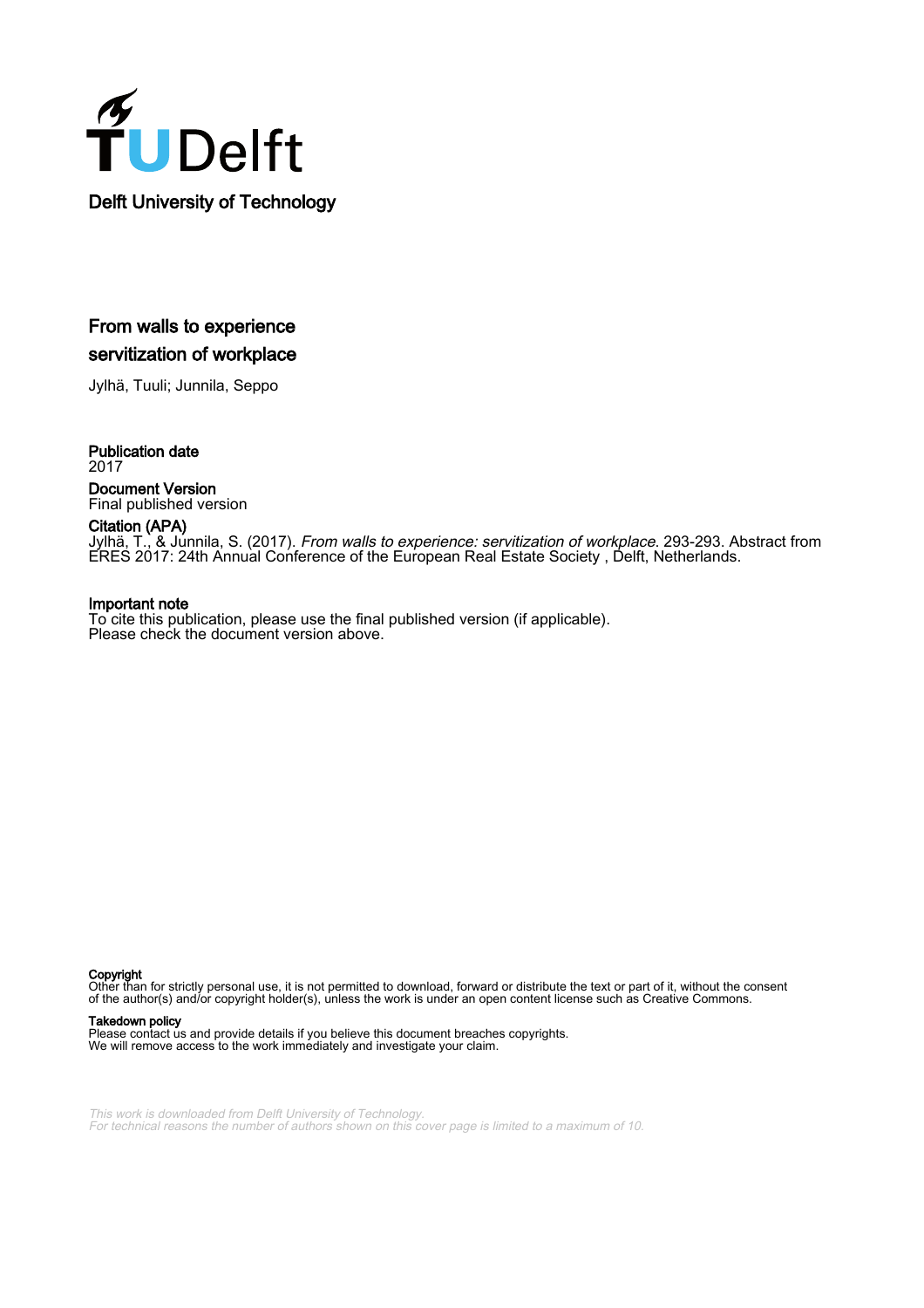Delft University of Technology

# From walls to experience servitization of workplace

Jylhä, Tuuli; Junnila, Seppo

**Publication date**
2017

**Document Version**
Final published version

**Citation (APA)**
Jylhä, T., & Junnila, S. (2017). *From walls to experience: servitization of workplace*. 293-293. Abstract from ERES 2017: 24th Annual Conference of the European Real Estate Society , Delft, Netherlands.

**Important note**
To cite this publication, please use the final published version (if applicable).
Please check the document version above.

**Copyright**
Other than for strictly personal use, it is not permitted to download, forward or distribute the text or part of it, without the consent of the author(s) and/or copyright holder(s), unless the work is under an open content license such as Creative Commons.

**Takedown policy**
Please contact us and provide details if you believe this document breaches copyrights.
We will remove access to the work immediately and investigate your claim.

*This work is downloaded from Delft University of Technology.*
*For technical reasons the number of authors shown on this cover page is limited to a maximum of 10.*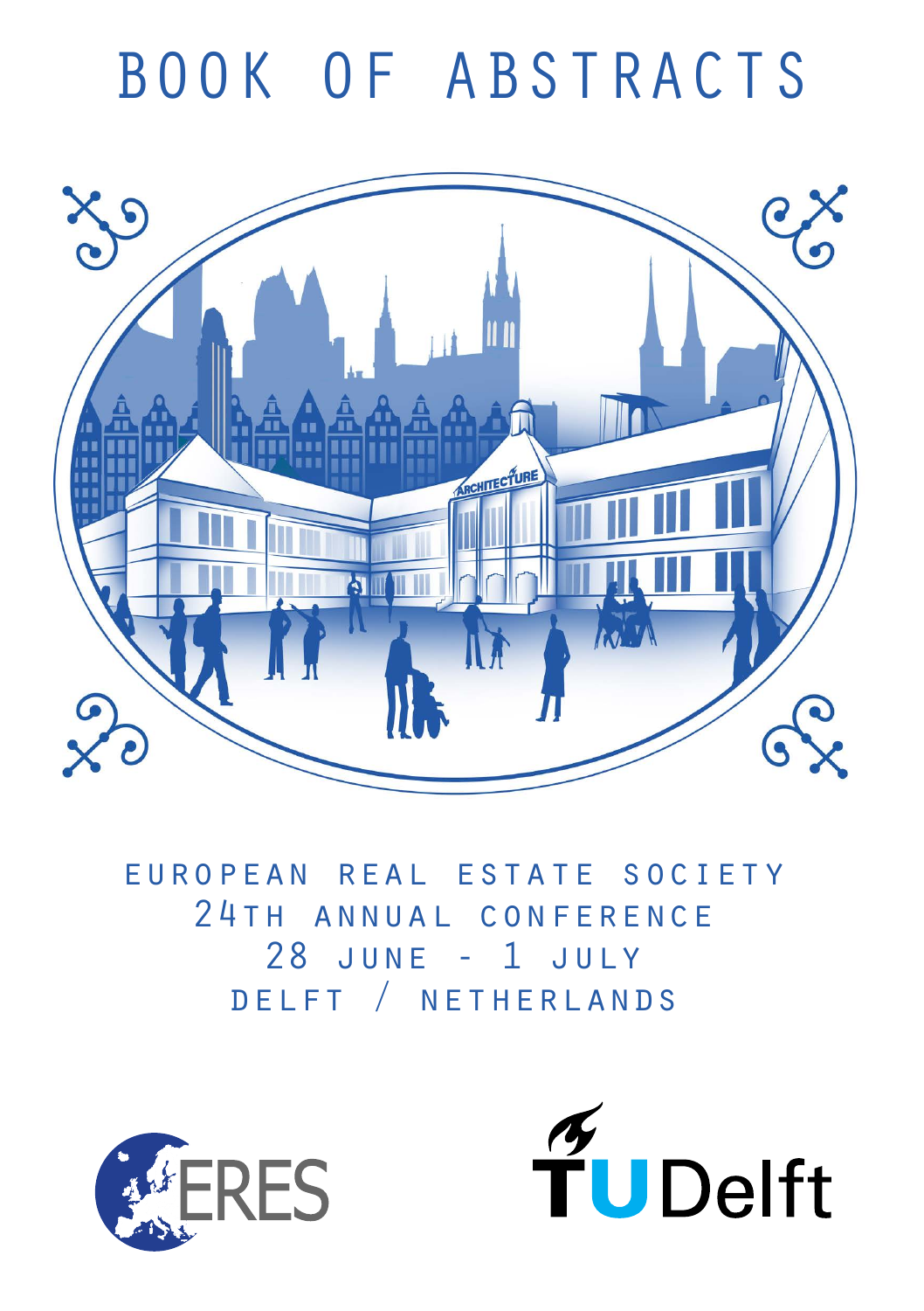# BOOK OF ABSTRACTS

EUROPEAN REAL ESTATE SOCIETY
24TH ANNUAL CONFERENCE
28 JUNE - 1 JULY
DELFT / NETHERLANDS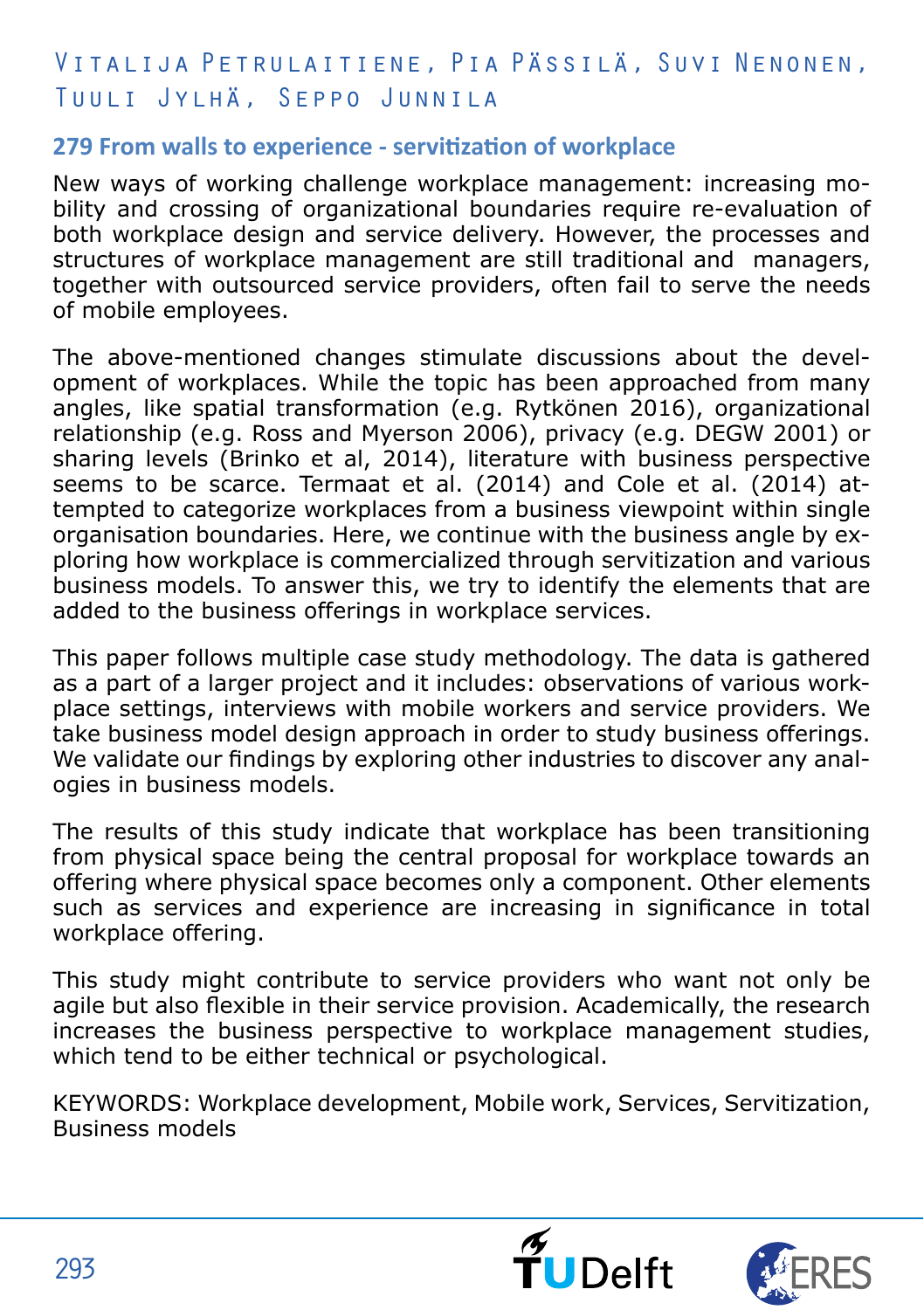Vitalija Petrulaitiene, Pia Pässilä, Suvi Nenonen, Tuuli Jylhä, Seppo Junnila

## 279 From walls to experience - servitization of workplace

New ways of working challenge workplace management: increasing mobility and crossing of organizational boundaries require re-evaluation of both workplace design and service delivery. However, the processes and structures of workplace management are still traditional and managers, together with outsourced service providers, often fail to serve the needs of mobile employees.

The above-mentioned changes stimulate discussions about the development of workplaces. While the topic has been approached from many angles, like spatial transformation (e.g. Rytkönen 2016), organizational relationship (e.g. Ross and Myerson 2006), privacy (e.g. DEGW 2001) or sharing levels (Brinko et al, 2014), literature with business perspective seems to be scarce. Termaat et al. (2014) and Cole et al. (2014) attempted to categorize workplaces from a business viewpoint within single organisation boundaries. Here, we continue with the business angle by exploring how workplace is commercialized through servitization and various business models. To answer this, we try to identify the elements that are added to the business offerings in workplace services.

This paper follows multiple case study methodology. The data is gathered as a part of a larger project and it includes: observations of various workplace settings, interviews with mobile workers and service providers. We take business model design approach in order to study business offerings. We validate our findings by exploring other industries to discover any analogies in business models.

The results of this study indicate that workplace has been transitioning from physical space being the central proposal for workplace towards an offering where physical space becomes only a component. Other elements such as services and experience are increasing in significance in total workplace offering.

This study might contribute to service providers who want not only be agile but also flexible in their service provision. Academically, the research increases the business perspective to workplace management studies, which tend to be either technical or psychological.

KEYWORDS: Workplace development, Mobile work, Services, Servitization, Business models